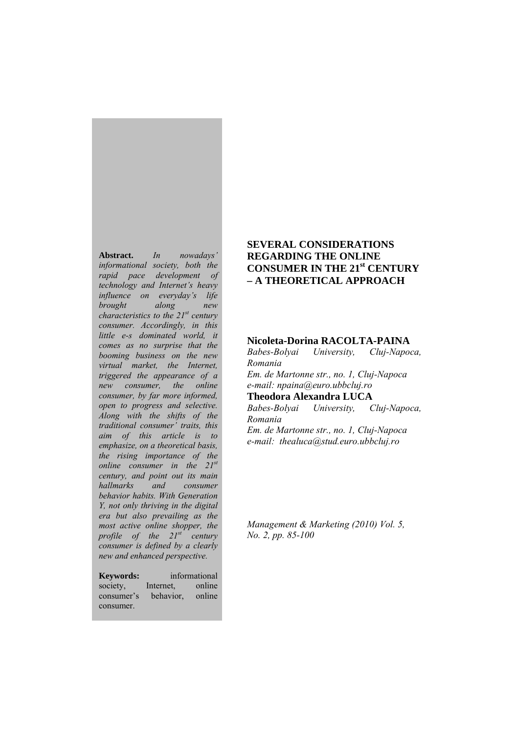# SEVERAL CONSIDERATIONS REGARDING THE ONLINE CONSUMER IN THE 21st CENTURY – A THEORETICAL APPROACH

**Nicoleta-Dorina RACOLTA-PAINA**
*Babes-Bolyai University, Cluj-Napoca, Romania*
*Em. de Martonne str., no. 1, Cluj-Napoca*
*e-mail: npaina@euro.ubbcluj.ro*

**Theodora Alexandra LUCA**
*Babes-Bolyai University, Cluj-Napoca, Romania*
*Em. de Martonne str., no. 1, Cluj-Napoca*
*e-mail: thealuca@stud.euro.ubbcluj.ro*

*Management & Marketing (2010) Vol. 5, No. 2, pp. 85-100*

**Abstract.** *In nowadays' informational society, both the rapid pace development of technology and Internet's heavy influence on everyday's life brought along new characteristics to the 21st century consumer. Accordingly, in this little e-s dominated world, it comes as no surprise that the booming business on the new virtual market, the Internet, triggered the appearance of a new consumer, the online consumer, by far more informed, open to progress and selective. Along with the shifts of the traditional consumer' traits, this aim of this article is to emphasize, on a theoretical basis, the rising importance of the online consumer in the 21st century, and point out its main hallmarks and consumer behavior habits. With Generation Y, not only thriving in the digital era but also prevailing as the most active online shopper, the profile of the 21st century consumer is defined by a clearly new and enhanced perspective.*

**Keywords:** informational society, Internet, online consumer's behavior, online consumer.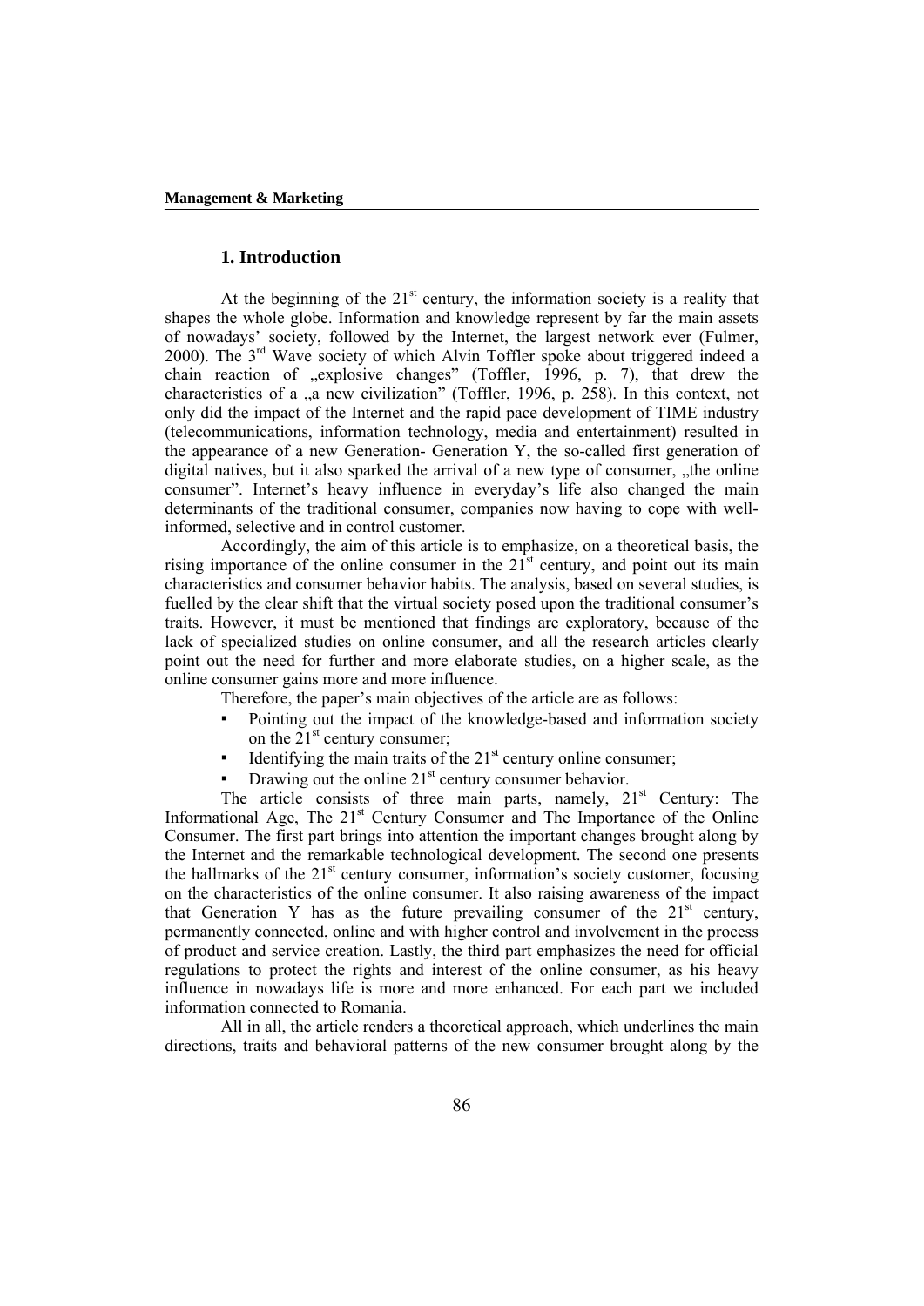## 1. Introduction

At the beginning of the 21st century, the information society is a reality that shapes the whole globe. Information and knowledge represent by far the main assets of nowadays' society, followed by the Internet, the largest network ever (Fulmer, 2000). The 3rd Wave society of which Alvin Toffler spoke about triggered indeed a chain reaction of „explosive changes" (Toffler, 1996, p. 7), that drew the characteristics of a „a new civilization" (Toffler, 1996, p. 258). In this context, not only did the impact of the Internet and the rapid pace development of TIME industry (telecommunications, information technology, media and entertainment) resulted in the appearance of a new Generation- Generation Y, the so-called first generation of digital natives, but it also sparked the arrival of a new type of consumer, „the online consumer". Internet's heavy influence in everyday's life also changed the main determinants of the traditional consumer, companies now having to cope with well-informed, selective and in control customer.

Accordingly, the aim of this article is to emphasize, on a theoretical basis, the rising importance of the online consumer in the 21st century, and point out its main characteristics and consumer behavior habits. The analysis, based on several studies, is fuelled by the clear shift that the virtual society posed upon the traditional consumer's traits. However, it must be mentioned that findings are exploratory, because of the lack of specialized studies on online consumer, and all the research articles clearly point out the need for further and more elaborate studies, on a higher scale, as the online consumer gains more and more influence.

Therefore, the paper's main objectives of the article are as follows:

- Pointing out the impact of the knowledge-based and information society on the 21st century consumer;
- Identifying the main traits of the 21st century online consumer;
- Drawing out the online 21st century consumer behavior.

The article consists of three main parts, namely, 21st Century: The Informational Age, The 21st Century Consumer and The Importance of the Online Consumer. The first part brings into attention the important changes brought along by the Internet and the remarkable technological development. The second one presents the hallmarks of the 21st century consumer, information's society customer, focusing on the characteristics of the online consumer. It also raising awareness of the impact that Generation Y has as the future prevailing consumer of the 21st century, permanently connected, online and with higher control and involvement in the process of product and service creation. Lastly, the third part emphasizes the need for official regulations to protect the rights and interest of the online consumer, as his heavy influence in nowadays life is more and more enhanced. For each part we included information connected to Romania.

All in all, the article renders a theoretical approach, which underlines the main directions, traits and behavioral patterns of the new consumer brought along by the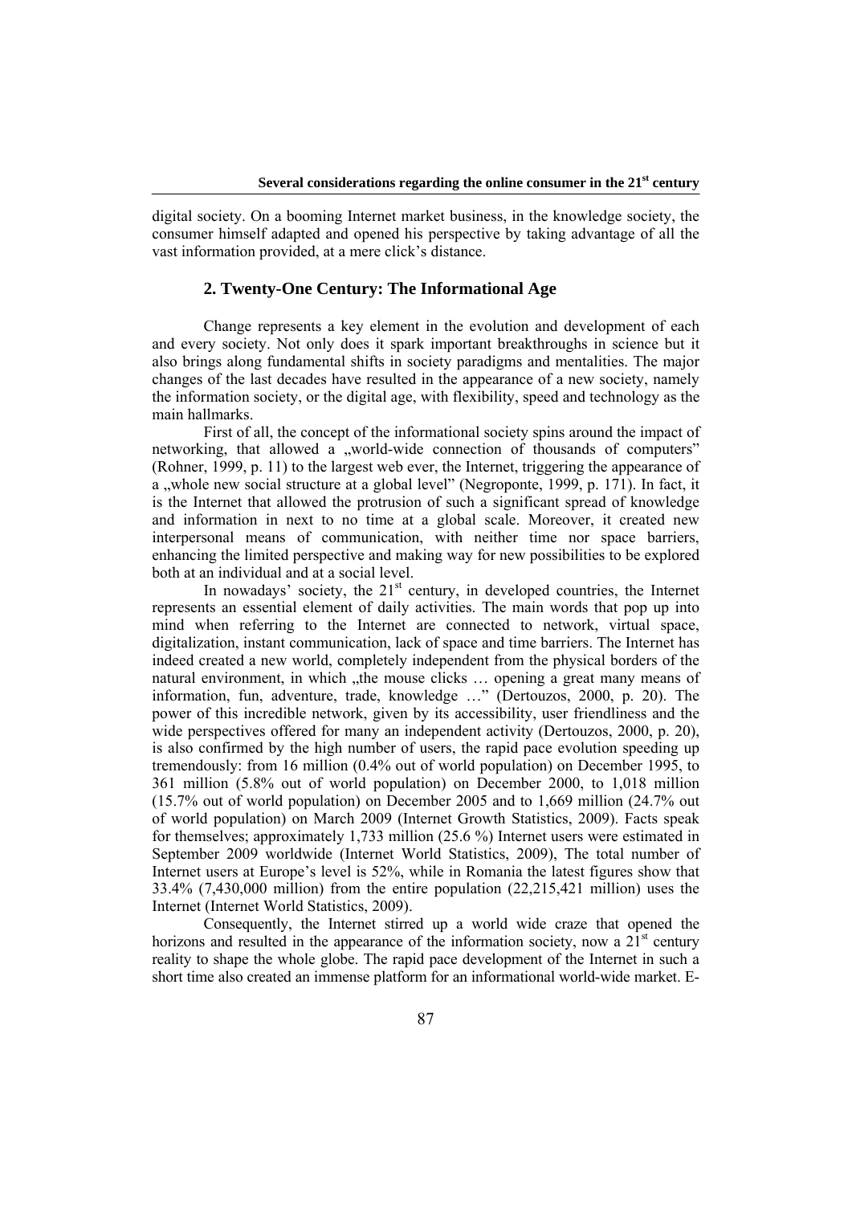digital society. On a booming Internet market business, in the knowledge society, the consumer himself adapted and opened his perspective by taking advantage of all the vast information provided, at a mere click's distance.

## 2. Twenty-One Century: The Informational Age

Change represents a key element in the evolution and development of each and every society. Not only does it spark important breakthroughs in science but it also brings along fundamental shifts in society paradigms and mentalities. The major changes of the last decades have resulted in the appearance of a new society, namely the information society, or the digital age, with flexibility, speed and technology as the main hallmarks.

First of all, the concept of the informational society spins around the impact of networking, that allowed a „world-wide connection of thousands of computers" (Rohner, 1999, p. 11) to the largest web ever, the Internet, triggering the appearance of a „whole new social structure at a global level" (Negroponte, 1999, p. 171). In fact, it is the Internet that allowed the protrusion of such a significant spread of knowledge and information in next to no time at a global scale. Moreover, it created new interpersonal means of communication, with neither time nor space barriers, enhancing the limited perspective and making way for new possibilities to be explored both at an individual and at a social level.

In nowadays' society, the 21st century, in developed countries, the Internet represents an essential element of daily activities. The main words that pop up into mind when referring to the Internet are connected to network, virtual space, digitalization, instant communication, lack of space and time barriers. The Internet has indeed created a new world, completely independent from the physical borders of the natural environment, in which „the mouse clicks … opening a great many means of information, fun, adventure, trade, knowledge …" (Dertouzos, 2000, p. 20). The power of this incredible network, given by its accessibility, user friendliness and the wide perspectives offered for many an independent activity (Dertouzos, 2000, p. 20), is also confirmed by the high number of users, the rapid pace evolution speeding up tremendously: from 16 million (0.4% out of world population) on December 1995, to 361 million (5.8% out of world population) on December 2000, to 1,018 million (15.7% out of world population) on December 2005 and to 1,669 million (24.7% out of world population) on March 2009 (Internet Growth Statistics, 2009). Facts speak for themselves; approximately 1,733 million (25.6 %) Internet users were estimated in September 2009 worldwide (Internet World Statistics, 2009), The total number of Internet users at Europe's level is 52%, while in Romania the latest figures show that 33.4% (7,430,000 million) from the entire population (22,215,421 million) uses the Internet (Internet World Statistics, 2009).

Consequently, the Internet stirred up a world wide craze that opened the horizons and resulted in the appearance of the information society, now a 21st century reality to shape the whole globe. The rapid pace development of the Internet in such a short time also created an immense platform for an informational world-wide market. E-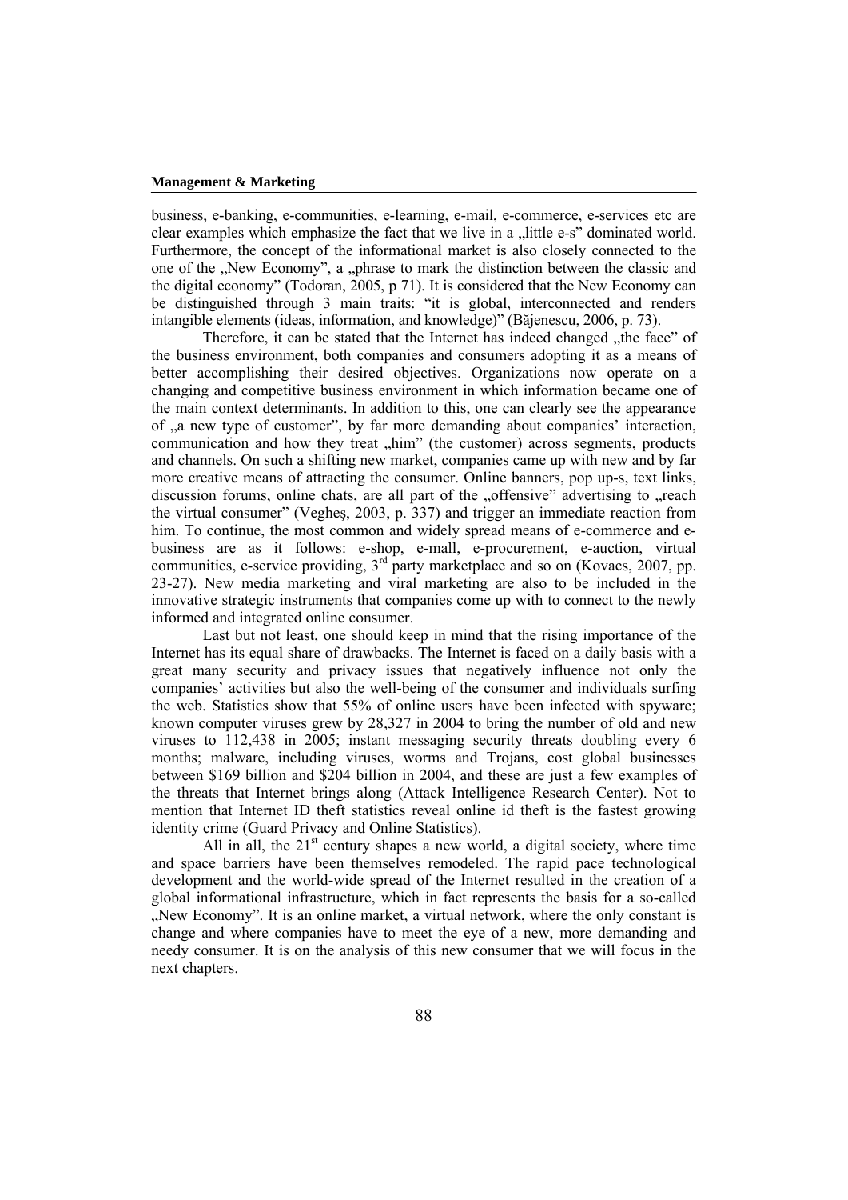business, e-banking, e-communities, e-learning, e-mail, e-commerce, e-services etc are clear examples which emphasize the fact that we live in a „little e-s" dominated world. Furthermore, the concept of the informational market is also closely connected to the one of the „New Economy", a „phrase to mark the distinction between the classic and the digital economy" (Todoran, 2005, p 71). It is considered that the New Economy can be distinguished through 3 main traits: "it is global, interconnected and renders intangible elements (ideas, information, and knowledge)" (Băjenescu, 2006, p. 73).

Therefore, it can be stated that the Internet has indeed changed „the face" of the business environment, both companies and consumers adopting it as a means of better accomplishing their desired objectives. Organizations now operate on a changing and competitive business environment in which information became one of the main context determinants. In addition to this, one can clearly see the appearance of „a new type of customer", by far more demanding about companies' interaction, communication and how they treat „him" (the customer) across segments, products and channels. On such a shifting new market, companies came up with new and by far more creative means of attracting the consumer. Online banners, pop up-s, text links, discussion forums, online chats, are all part of the „offensive" advertising to „reach the virtual consumer" (Vegheş, 2003, p. 337) and trigger an immediate reaction from him. To continue, the most common and widely spread means of e-commerce and e-business are as it follows: e-shop, e-mall, e-procurement, e-auction, virtual communities, e-service providing, 3rd party marketplace and so on (Kovacs, 2007, pp. 23-27). New media marketing and viral marketing are also to be included in the innovative strategic instruments that companies come up with to connect to the newly informed and integrated online consumer.

Last but not least, one should keep in mind that the rising importance of the Internet has its equal share of drawbacks. The Internet is faced on a daily basis with a great many security and privacy issues that negatively influence not only the companies' activities but also the well-being of the consumer and individuals surfing the web. Statistics show that 55% of online users have been infected with spyware; known computer viruses grew by 28,327 in 2004 to bring the number of old and new viruses to 112,438 in 2005; instant messaging security threats doubling every 6 months; malware, including viruses, worms and Trojans, cost global businesses between $169 billion and $204 billion in 2004, and these are just a few examples of the threats that Internet brings along (Attack Intelligence Research Center). Not to mention that Internet ID theft statistics reveal online id theft is the fastest growing identity crime (Guard Privacy and Online Statistics).

All in all, the 21st century shapes a new world, a digital society, where time and space barriers have been themselves remodeled. The rapid pace technological development and the world-wide spread of the Internet resulted in the creation of a global informational infrastructure, which in fact represents the basis for a so-called „New Economy". It is an online market, a virtual network, where the only constant is change and where companies have to meet the eye of a new, more demanding and needy consumer. It is on the analysis of this new consumer that we will focus in the next chapters.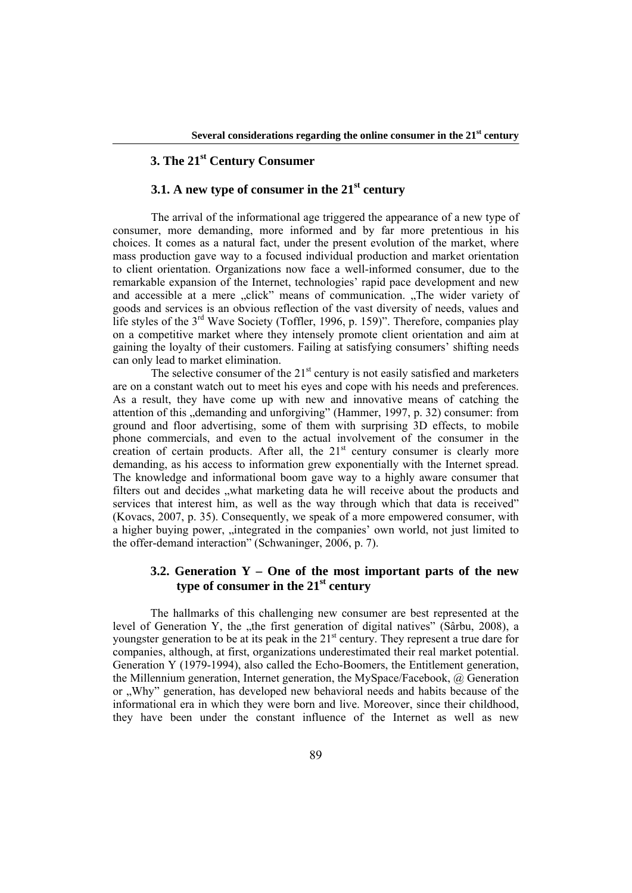## 3. The 21st Century Consumer

### 3.1. A new type of consumer in the 21st century

The arrival of the informational age triggered the appearance of a new type of consumer, more demanding, more informed and by far more pretentious in his choices. It comes as a natural fact, under the present evolution of the market, where mass production gave way to a focused individual production and market orientation to client orientation. Organizations now face a well-informed consumer, due to the remarkable expansion of the Internet, technologies' rapid pace development and new and accessible at a mere „click" means of communication. „The wider variety of goods and services is an obvious reflection of the vast diversity of needs, values and life styles of the 3rd Wave Society (Toffler, 1996, p. 159)". Therefore, companies play on a competitive market where they intensely promote client orientation and aim at gaining the loyalty of their customers. Failing at satisfying consumers' shifting needs can only lead to market elimination.

The selective consumer of the 21st century is not easily satisfied and marketers are on a constant watch out to meet his eyes and cope with his needs and preferences. As a result, they have come up with new and innovative means of catching the attention of this „demanding and unforgiving" (Hammer, 1997, p. 32) consumer: from ground and floor advertising, some of them with surprising 3D effects, to mobile phone commercials, and even to the actual involvement of the consumer in the creation of certain products. After all, the 21st century consumer is clearly more demanding, as his access to information grew exponentially with the Internet spread. The knowledge and informational boom gave way to a highly aware consumer that filters out and decides „what marketing data he will receive about the products and services that interest him, as well as the way through which that data is received" (Kovacs, 2007, p. 35). Consequently, we speak of a more empowered consumer, with a higher buying power, „integrated in the companies' own world, not just limited to the offer-demand interaction" (Schwaninger, 2006, p. 7).

### 3.2. Generation Y – One of the most important parts of the new type of consumer in the 21st century

The hallmarks of this challenging new consumer are best represented at the level of Generation Y, the „the first generation of digital natives" (Sârbu, 2008), a youngster generation to be at its peak in the 21st century. They represent a true dare for companies, although, at first, organizations underestimated their real market potential. Generation Y (1979-1994), also called the Echo-Boomers, the Entitlement generation, the Millennium generation, Internet generation, the MySpace/Facebook, @ Generation or „Why" generation, has developed new behavioral needs and habits because of the informational era in which they were born and live. Moreover, since their childhood, they have been under the constant influence of the Internet as well as new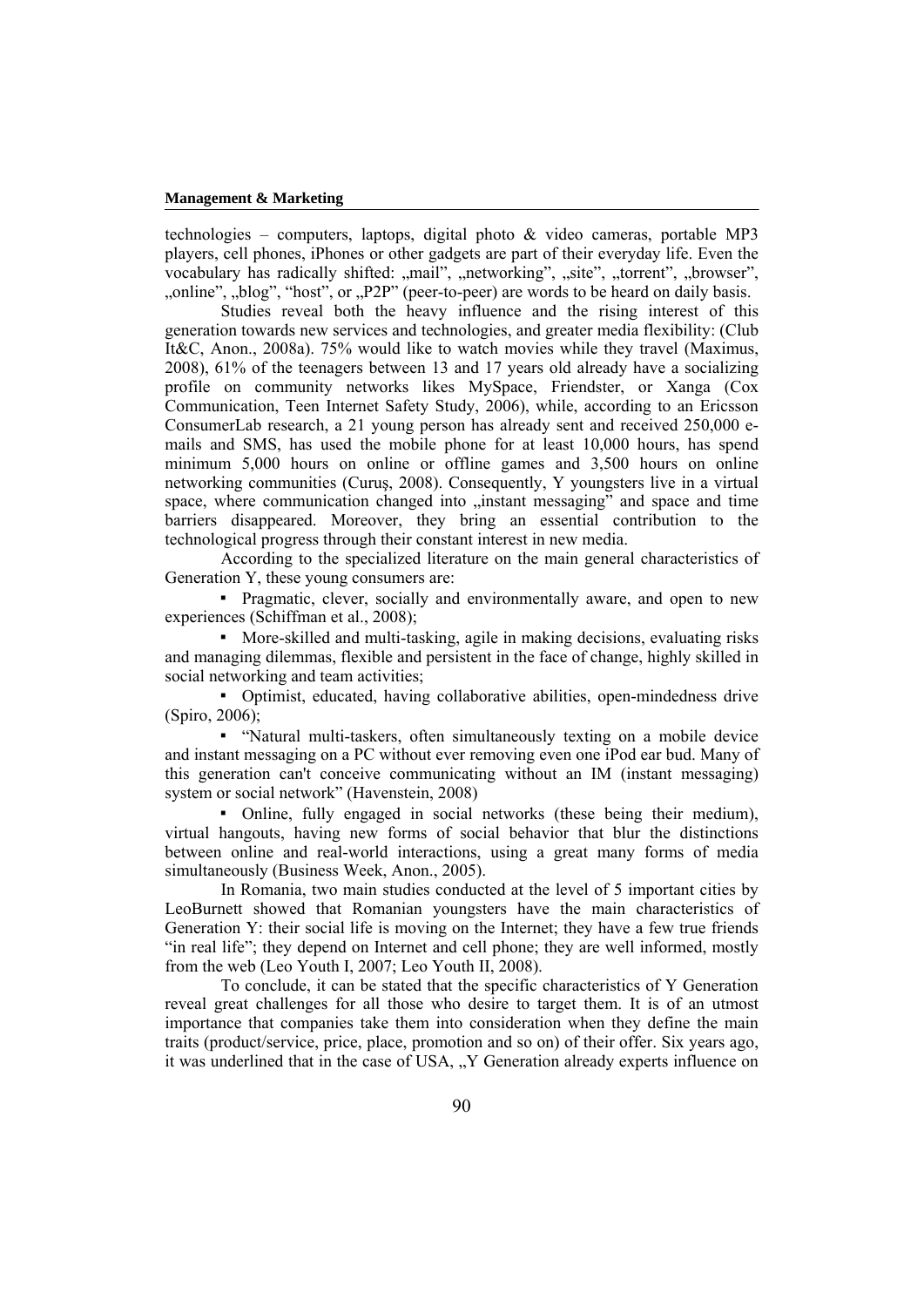technologies – computers, laptops, digital photo & video cameras, portable MP3 players, cell phones, iPhones or other gadgets are part of their everyday life. Even the vocabulary has radically shifted: „mail", „networking", „site", „torrent", „browser", „online", „blog", "host", or „P2P" (peer-to-peer) are words to be heard on daily basis.

Studies reveal both the heavy influence and the rising interest of this generation towards new services and technologies, and greater media flexibility: (Club It&C, Anon., 2008a). 75% would like to watch movies while they travel (Maximus, 2008), 61% of the teenagers between 13 and 17 years old already have a socializing profile on community networks likes MySpace, Friendster, or Xanga (Cox Communication, Teen Internet Safety Study, 2006), while, according to an Ericsson ConsumerLab research, a 21 young person has already sent and received 250,000 e-mails and SMS, has used the mobile phone for at least 10,000 hours, has spend minimum 5,000 hours on online or offline games and 3,500 hours on online networking communities (Curuş, 2008). Consequently, Y youngsters live in a virtual space, where communication changed into „instant messaging" and space and time barriers disappeared. Moreover, they bring an essential contribution to the technological progress through their constant interest in new media.

According to the specialized literature on the main general characteristics of Generation Y, these young consumers are:

- Pragmatic, clever, socially and environmentally aware, and open to new experiences (Schiffman et al., 2008);
- More-skilled and multi-tasking, agile in making decisions, evaluating risks and managing dilemmas, flexible and persistent in the face of change, highly skilled in social networking and team activities;
- Optimist, educated, having collaborative abilities, open-mindedness drive (Spiro, 2006);
- "Natural multi-taskers, often simultaneously texting on a mobile device and instant messaging on a PC without ever removing even one iPod ear bud. Many of this generation can't conceive communicating without an IM (instant messaging) system or social network" (Havenstein, 2008)
- Online, fully engaged in social networks (these being their medium), virtual hangouts, having new forms of social behavior that blur the distinctions between online and real-world interactions, using a great many forms of media simultaneously (Business Week, Anon., 2005).

In Romania, two main studies conducted at the level of 5 important cities by LeoBurnett showed that Romanian youngsters have the main characteristics of Generation Y: their social life is moving on the Internet; they have a few true friends "in real life"; they depend on Internet and cell phone; they are well informed, mostly from the web (Leo Youth I, 2007; Leo Youth II, 2008).

To conclude, it can be stated that the specific characteristics of Y Generation reveal great challenges for all those who desire to target them. It is of an utmost importance that companies take them into consideration when they define the main traits (product/service, price, place, promotion and so on) of their offer. Six years ago, it was underlined that in the case of USA, „Y Generation already experts influence on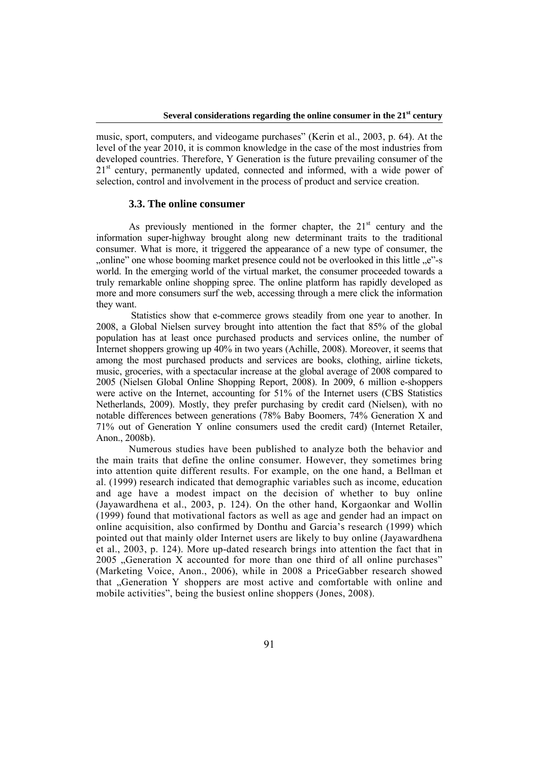music, sport, computers, and videogame purchases" (Kerin et al., 2003, p. 64). At the level of the year 2010, it is common knowledge in the case of the most industries from developed countries. Therefore, Y Generation is the future prevailing consumer of the 21st century, permanently updated, connected and informed, with a wide power of selection, control and involvement in the process of product and service creation.

### 3.3. The online consumer

As previously mentioned in the former chapter, the 21st century and the information super-highway brought along new determinant traits to the traditional consumer. What is more, it triggered the appearance of a new type of consumer, the „online" one whose booming market presence could not be overlooked in this little „e"-s world. In the emerging world of the virtual market, the consumer proceeded towards a truly remarkable online shopping spree. The online platform has rapidly developed as more and more consumers surf the web, accessing through a mere click the information they want.

Statistics show that e-commerce grows steadily from one year to another. In 2008, a Global Nielsen survey brought into attention the fact that 85% of the global population has at least once purchased products and services online, the number of Internet shoppers growing up 40% in two years (Achille, 2008). Moreover, it seems that among the most purchased products and services are books, clothing, airline tickets, music, groceries, with a spectacular increase at the global average of 2008 compared to 2005 (Nielsen Global Online Shopping Report, 2008). In 2009, 6 million e-shoppers were active on the Internet, accounting for 51% of the Internet users (CBS Statistics Netherlands, 2009). Mostly, they prefer purchasing by credit card (Nielsen), with no notable differences between generations (78% Baby Boomers, 74% Generation X and 71% out of Generation Y online consumers used the credit card) (Internet Retailer, Anon., 2008b).

Numerous studies have been published to analyze both the behavior and the main traits that define the online consumer. However, they sometimes bring into attention quite different results. For example, on the one hand, a Bellman et al. (1999) research indicated that demographic variables such as income, education and age have a modest impact on the decision of whether to buy online (Jayawardhena et al., 2003, p. 124). On the other hand, Korgaonkar and Wollin (1999) found that motivational factors as well as age and gender had an impact on online acquisition, also confirmed by Donthu and Garcia's research (1999) which pointed out that mainly older Internet users are likely to buy online (Jayawardhena et al., 2003, p. 124). More up-dated research brings into attention the fact that in 2005 „Generation X accounted for more than one third of all online purchases" (Marketing Voice, Anon., 2006), while in 2008 a PriceGabber research showed that „Generation Y shoppers are most active and comfortable with online and mobile activities", being the busiest online shoppers (Jones, 2008).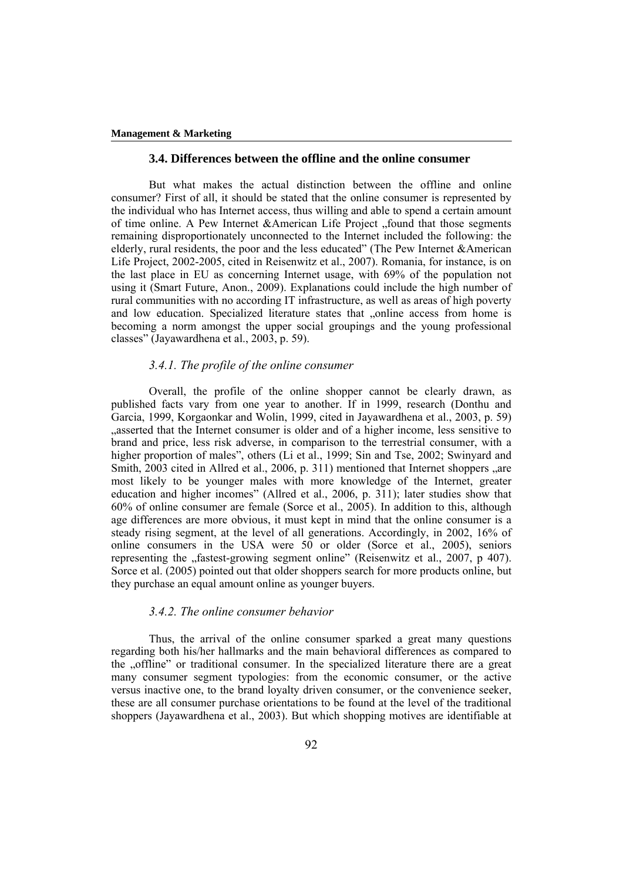### 3.4. Differences between the offline and the online consumer

But what makes the actual distinction between the offline and online consumer? First of all, it should be stated that the online consumer is represented by the individual who has Internet access, thus willing and able to spend a certain amount of time online. A Pew Internet &American Life Project „found that those segments remaining disproportionately unconnected to the Internet included the following: the elderly, rural residents, the poor and the less educated" (The Pew Internet &American Life Project, 2002-2005, cited in Reisenwitz et al., 2007). Romania, for instance, is on the last place in EU as concerning Internet usage, with 69% of the population not using it (Smart Future, Anon., 2009). Explanations could include the high number of rural communities with no according IT infrastructure, as well as areas of high poverty and low education. Specialized literature states that „online access from home is becoming a norm amongst the upper social groupings and the young professional classes" (Jayawardhena et al., 2003, p. 59).

#### *3.4.1. The profile of the online consumer*

Overall, the profile of the online shopper cannot be clearly drawn, as published facts vary from one year to another. If in 1999, research (Donthu and Garcia, 1999, Korgaonkar and Wolin, 1999, cited in Jayawardhena et al., 2003, p. 59) „asserted that the Internet consumer is older and of a higher income, less sensitive to brand and price, less risk adverse, in comparison to the terrestrial consumer, with a higher proportion of males", others (Li et al., 1999; Sin and Tse, 2002; Swinyard and Smith, 2003 cited in Allred et al., 2006, p. 311) mentioned that Internet shoppers „are most likely to be younger males with more knowledge of the Internet, greater education and higher incomes" (Allred et al., 2006, p. 311); later studies show that 60% of online consumer are female (Sorce et al., 2005). In addition to this, although age differences are more obvious, it must kept in mind that the online consumer is a steady rising segment, at the level of all generations. Accordingly, in 2002, 16% of online consumers in the USA were 50 or older (Sorce et al., 2005), seniors representing the „fastest-growing segment online" (Reisenwitz et al., 2007, p 407). Sorce et al. (2005) pointed out that older shoppers search for more products online, but they purchase an equal amount online as younger buyers.

#### *3.4.2. The online consumer behavior*

Thus, the arrival of the online consumer sparked a great many questions regarding both his/her hallmarks and the main behavioral differences as compared to the „offline" or traditional consumer. In the specialized literature there are a great many consumer segment typologies: from the economic consumer, or the active versus inactive one, to the brand loyalty driven consumer, or the convenience seeker, these are all consumer purchase orientations to be found at the level of the traditional shoppers (Jayawardhena et al., 2003). But which shopping motives are identifiable at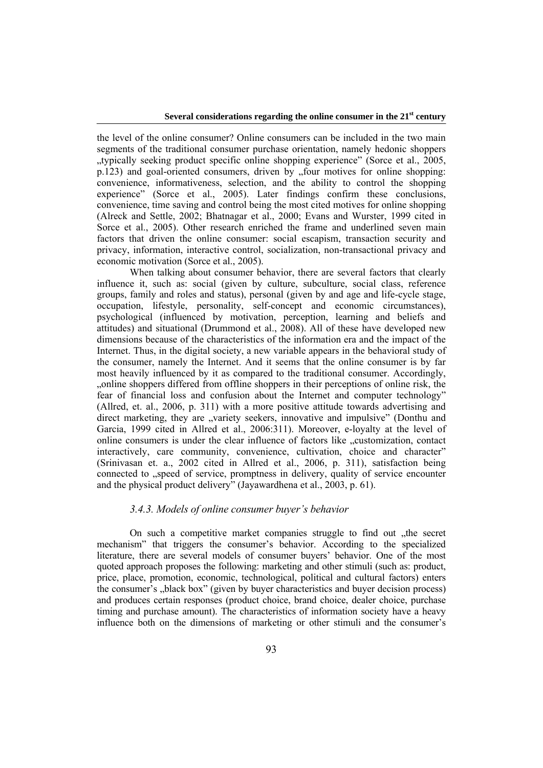the level of the online consumer? Online consumers can be included in the two main segments of the traditional consumer purchase orientation, namely hedonic shoppers „typically seeking product specific online shopping experience" (Sorce et al., 2005, p.123) and goal-oriented consumers, driven by „four motives for online shopping: convenience, informativeness, selection, and the ability to control the shopping experience" (Sorce et al., 2005). Later findings confirm these conclusions, convenience, time saving and control being the most cited motives for online shopping (Alreck and Settle, 2002; Bhatnagar et al., 2000; Evans and Wurster, 1999 cited in Sorce et al., 2005). Other research enriched the frame and underlined seven main factors that driven the online consumer: social escapism, transaction security and privacy, information, interactive control, socialization, non-transactional privacy and economic motivation (Sorce et al., 2005).

When talking about consumer behavior, there are several factors that clearly influence it, such as: social (given by culture, subculture, social class, reference groups, family and roles and status), personal (given by and age and life-cycle stage, occupation, lifestyle, personality, self-concept and economic circumstances), psychological (influenced by motivation, perception, learning and beliefs and attitudes) and situational (Drummond et al., 2008). All of these have developed new dimensions because of the characteristics of the information era and the impact of the Internet. Thus, in the digital society, a new variable appears in the behavioral study of the consumer, namely the Internet. And it seems that the online consumer is by far most heavily influenced by it as compared to the traditional consumer. Accordingly, „online shoppers differed from offline shoppers in their perceptions of online risk, the fear of financial loss and confusion about the Internet and computer technology" (Allred, et. al., 2006, p. 311) with a more positive attitude towards advertising and direct marketing, they are „variety seekers, innovative and impulsive" (Donthu and Garcia, 1999 cited in Allred et al., 2006:311). Moreover, e-loyalty at the level of online consumers is under the clear influence of factors like „customization, contact interactively, care community, convenience, cultivation, choice and character" (Srinivasan et. a., 2002 cited in Allred et al., 2006, p. 311), satisfaction being connected to „speed of service, promptness in delivery, quality of service encounter and the physical product delivery" (Jayawardhena et al., 2003, p. 61).

### *3.4.3. Models of online consumer buyer's behavior*

On such a competitive market companies struggle to find out „the secret mechanism" that triggers the consumer's behavior. According to the specialized literature, there are several models of consumer buyers' behavior. One of the most quoted approach proposes the following: marketing and other stimuli (such as: product, price, place, promotion, economic, technological, political and cultural factors) enters the consumer's „black box" (given by buyer characteristics and buyer decision process) and produces certain responses (product choice, brand choice, dealer choice, purchase timing and purchase amount). The characteristics of information society have a heavy influence both on the dimensions of marketing or other stimuli and the consumer's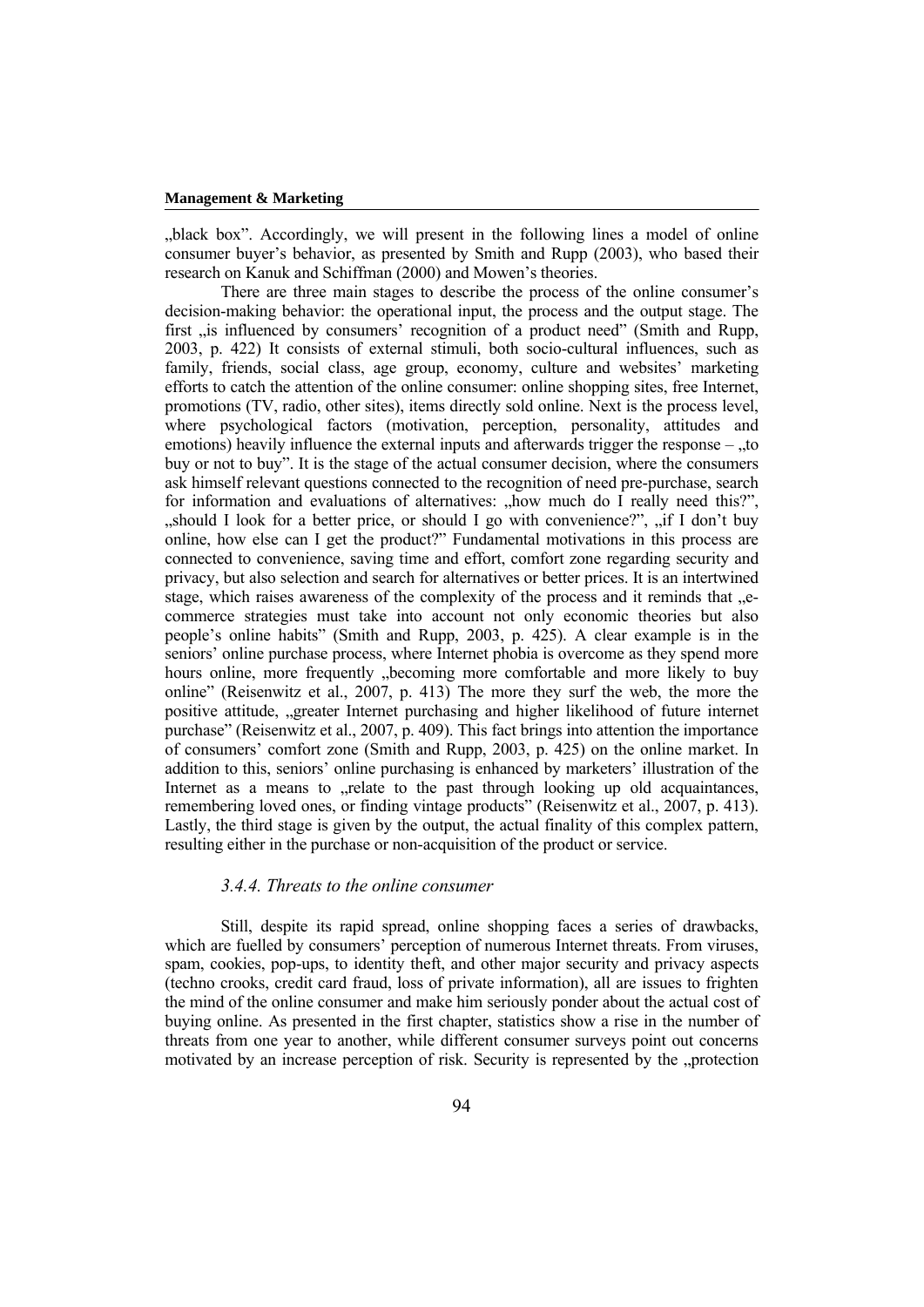„black box". Accordingly, we will present in the following lines a model of online consumer buyer's behavior, as presented by Smith and Rupp (2003), who based their research on Kanuk and Schiffman (2000) and Mowen's theories.

There are three main stages to describe the process of the online consumer's decision-making behavior: the operational input, the process and the output stage. The first „is influenced by consumers' recognition of a product need" (Smith and Rupp, 2003, p. 422) It consists of external stimuli, both socio-cultural influences, such as family, friends, social class, age group, economy, culture and websites' marketing efforts to catch the attention of the online consumer: online shopping sites, free Internet, promotions (TV, radio, other sites), items directly sold online. Next is the process level, where psychological factors (motivation, perception, personality, attitudes and emotions) heavily influence the external inputs and afterwards trigger the response – „to buy or not to buy". It is the stage of the actual consumer decision, where the consumers ask himself relevant questions connected to the recognition of need pre-purchase, search for information and evaluations of alternatives: „how much do I really need this?", „should I look for a better price, or should I go with convenience?", „if I don't buy online, how else can I get the product?" Fundamental motivations in this process are connected to convenience, saving time and effort, comfort zone regarding security and privacy, but also selection and search for alternatives or better prices. It is an intertwined stage, which raises awareness of the complexity of the process and it reminds that „e-commerce strategies must take into account not only economic theories but also people's online habits" (Smith and Rupp, 2003, p. 425). A clear example is in the seniors' online purchase process, where Internet phobia is overcome as they spend more hours online, more frequently „becoming more comfortable and more likely to buy online" (Reisenwitz et al., 2007, p. 413) The more they surf the web, the more the positive attitude, „greater Internet purchasing and higher likelihood of future internet purchase" (Reisenwitz et al., 2007, p. 409). This fact brings into attention the importance of consumers' comfort zone (Smith and Rupp, 2003, p. 425) on the online market. In addition to this, seniors' online purchasing is enhanced by marketers' illustration of the Internet as a means to „relate to the past through looking up old acquaintances, remembering loved ones, or finding vintage products" (Reisenwitz et al., 2007, p. 413). Lastly, the third stage is given by the output, the actual finality of this complex pattern, resulting either in the purchase or non-acquisition of the product or service.

### *3.4.4. Threats to the online consumer*

Still, despite its rapid spread, online shopping faces a series of drawbacks, which are fuelled by consumers' perception of numerous Internet threats. From viruses, spam, cookies, pop-ups, to identity theft, and other major security and privacy aspects (techno crooks, credit card fraud, loss of private information), all are issues to frighten the mind of the online consumer and make him seriously ponder about the actual cost of buying online. As presented in the first chapter, statistics show a rise in the number of threats from one year to another, while different consumer surveys point out concerns motivated by an increase perception of risk. Security is represented by the „protection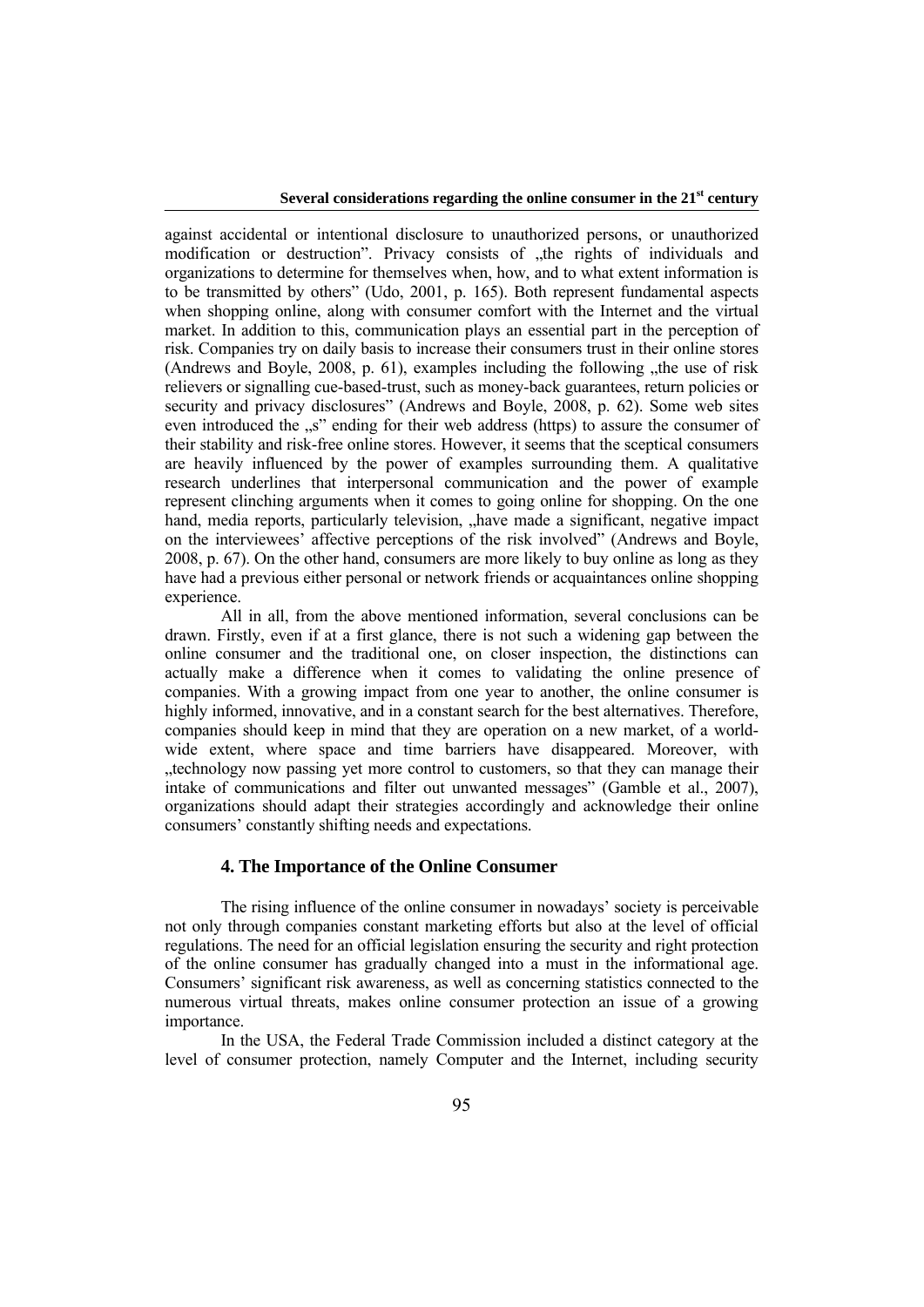against accidental or intentional disclosure to unauthorized persons, or unauthorized modification or destruction". Privacy consists of „the rights of individuals and organizations to determine for themselves when, how, and to what extent information is to be transmitted by others" (Udo, 2001, p. 165). Both represent fundamental aspects when shopping online, along with consumer comfort with the Internet and the virtual market. In addition to this, communication plays an essential part in the perception of risk. Companies try on daily basis to increase their consumers trust in their online stores (Andrews and Boyle, 2008, p. 61), examples including the following „the use of risk relievers or signalling cue-based-trust, such as money-back guarantees, return policies or security and privacy disclosures" (Andrews and Boyle, 2008, p. 62). Some web sites even introduced the „s" ending for their web address (https) to assure the consumer of their stability and risk-free online stores. However, it seems that the sceptical consumers are heavily influenced by the power of examples surrounding them. A qualitative research underlines that interpersonal communication and the power of example represent clinching arguments when it comes to going online for shopping. On the one hand, media reports, particularly television, „have made a significant, negative impact on the interviewees' affective perceptions of the risk involved" (Andrews and Boyle, 2008, p. 67). On the other hand, consumers are more likely to buy online as long as they have had a previous either personal or network friends or acquaintances online shopping experience.

All in all, from the above mentioned information, several conclusions can be drawn. Firstly, even if at a first glance, there is not such a widening gap between the online consumer and the traditional one, on closer inspection, the distinctions can actually make a difference when it comes to validating the online presence of companies. With a growing impact from one year to another, the online consumer is highly informed, innovative, and in a constant search for the best alternatives. Therefore, companies should keep in mind that they are operation on a new market, of a world-wide extent, where space and time barriers have disappeared. Moreover, with „technology now passing yet more control to customers, so that they can manage their intake of communications and filter out unwanted messages" (Gamble et al., 2007), organizations should adapt their strategies accordingly and acknowledge their online consumers' constantly shifting needs and expectations.

## 4. The Importance of the Online Consumer

The rising influence of the online consumer in nowadays' society is perceivable not only through companies constant marketing efforts but also at the level of official regulations. The need for an official legislation ensuring the security and right protection of the online consumer has gradually changed into a must in the informational age. Consumers' significant risk awareness, as well as concerning statistics connected to the numerous virtual threats, makes online consumer protection an issue of a growing importance.

In the USA, the Federal Trade Commission included a distinct category at the level of consumer protection, namely Computer and the Internet, including security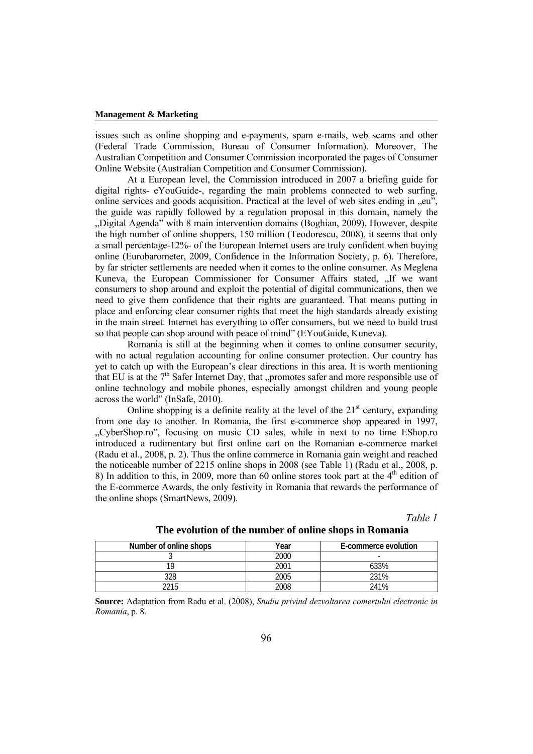issues such as online shopping and e-payments, spam e-mails, web scams and other (Federal Trade Commission, Bureau of Consumer Information). Moreover, The Australian Competition and Consumer Commission incorporated the pages of Consumer Online Website (Australian Competition and Consumer Commission).

At a European level, the Commission introduced in 2007 a briefing guide for digital rights- eYouGuide-, regarding the main problems connected to web surfing, online services and goods acquisition. Practical at the level of web sites ending in „eu", the guide was rapidly followed by a regulation proposal in this domain, namely the „Digital Agenda" with 8 main intervention domains (Boghian, 2009). However, despite the high number of online shoppers, 150 million (Teodorescu, 2008), it seems that only a small percentage-12%- of the European Internet users are truly confident when buying online (Eurobarometer, 2009, Confidence in the Information Society, p. 6). Therefore, by far stricter settlements are needed when it comes to the online consumer. As Meglena Kuneva, the European Commissioner for Consumer Affairs stated, „If we want consumers to shop around and exploit the potential of digital communications, then we need to give them confidence that their rights are guaranteed. That means putting in place and enforcing clear consumer rights that meet the high standards already existing in the main street. Internet has everything to offer consumers, but we need to build trust so that people can shop around with peace of mind" (EYouGuide, Kuneva).

Romania is still at the beginning when it comes to online consumer security, with no actual regulation accounting for online consumer protection. Our country has yet to catch up with the European's clear directions in this area. It is worth mentioning that EU is at the 7th Safer Internet Day, that „promotes safer and more responsible use of online technology and mobile phones, especially amongst children and young people across the world" (InSafe, 2010).

Online shopping is a definite reality at the level of the 21st century, expanding from one day to another. In Romania, the first e-commerce shop appeared in 1997, „CyberShop.ro", focusing on music CD sales, while in next to no time EShop.ro introduced a rudimentary but first online cart on the Romanian e-commerce market (Radu et al., 2008, p. 2). Thus the online commerce in Romania gain weight and reached the noticeable number of 2215 online shops in 2008 (see Table 1) (Radu et al., 2008, p. 8) In addition to this, in 2009, more than 60 online stores took part at the 4th edition of the E-commerce Awards, the only festivity in Romania that rewards the performance of the online shops (SmartNews, 2009).

*Table 1*

**The evolution of the number of online shops in Romania**

| Number of online shops | Year | E-commerce evolution |
|---|---|---|
| 3 | 2000 | - |
| 19 | 2001 | 633% |
| 328 | 2005 | 231% |
| 2215 | 2008 | 241% |

**Source:** Adaptation from Radu et al. (2008), *Studiu privind dezvoltarea comertului electronic in Romania*, p. 8.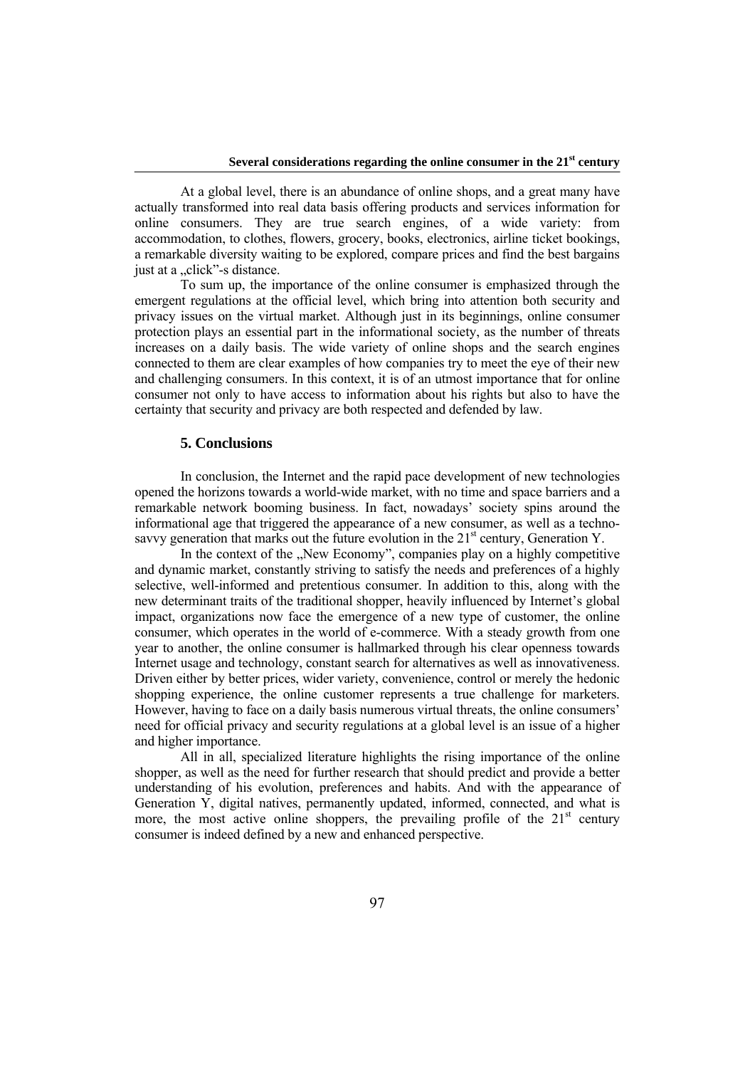At a global level, there is an abundance of online shops, and a great many have actually transformed into real data basis offering products and services information for online consumers. They are true search engines, of a wide variety: from accommodation, to clothes, flowers, grocery, books, electronics, airline ticket bookings, a remarkable diversity waiting to be explored, compare prices and find the best bargains just at a „click"-s distance.

To sum up, the importance of the online consumer is emphasized through the emergent regulations at the official level, which bring into attention both security and privacy issues on the virtual market. Although just in its beginnings, online consumer protection plays an essential part in the informational society, as the number of threats increases on a daily basis. The wide variety of online shops and the search engines connected to them are clear examples of how companies try to meet the eye of their new and challenging consumers. In this context, it is of an utmost importance that for online consumer not only to have access to information about his rights but also to have the certainty that security and privacy are both respected and defended by law.

## 5. Conclusions

In conclusion, the Internet and the rapid pace development of new technologies opened the horizons towards a world-wide market, with no time and space barriers and a remarkable network booming business. In fact, nowadays' society spins around the informational age that triggered the appearance of a new consumer, as well as a techno-savvy generation that marks out the future evolution in the 21st century, Generation Y.

In the context of the „New Economy", companies play on a highly competitive and dynamic market, constantly striving to satisfy the needs and preferences of a highly selective, well-informed and pretentious consumer. In addition to this, along with the new determinant traits of the traditional shopper, heavily influenced by Internet's global impact, organizations now face the emergence of a new type of customer, the online consumer, which operates in the world of e-commerce. With a steady growth from one year to another, the online consumer is hallmarked through his clear openness towards Internet usage and technology, constant search for alternatives as well as innovativeness. Driven either by better prices, wider variety, convenience, control or merely the hedonic shopping experience, the online customer represents a true challenge for marketers. However, having to face on a daily basis numerous virtual threats, the online consumers' need for official privacy and security regulations at a global level is an issue of a higher and higher importance.

All in all, specialized literature highlights the rising importance of the online shopper, as well as the need for further research that should predict and provide a better understanding of his evolution, preferences and habits. And with the appearance of Generation Y, digital natives, permanently updated, informed, connected, and what is more, the most active online shoppers, the prevailing profile of the 21st century consumer is indeed defined by a new and enhanced perspective.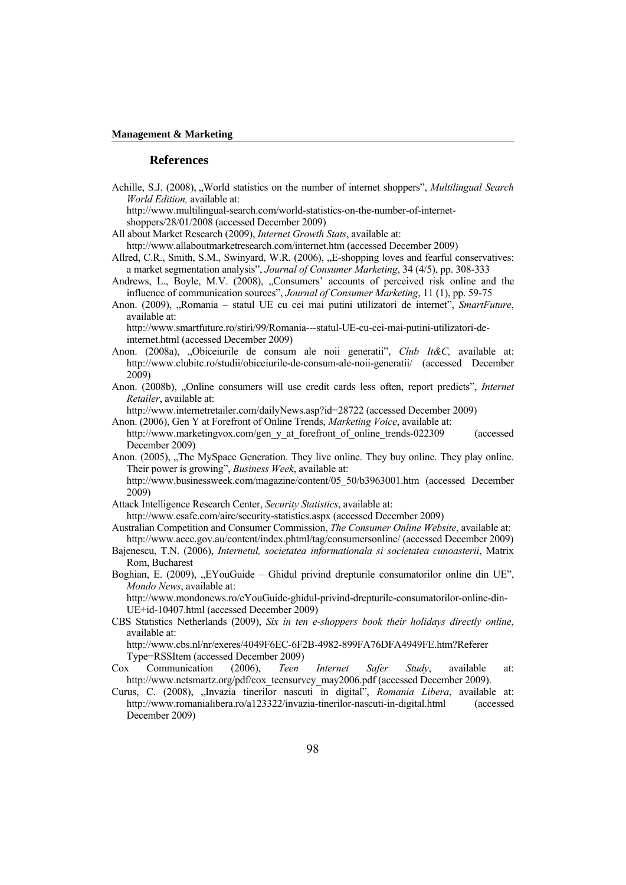## References

Achille, S.J. (2008), „World statistics on the number of internet shoppers", *Multilingual Search World Edition,* available at: http://www.multilingual-search.com/world-statistics-on-the-number-of-internet-shoppers/28/01/2008 (accessed December 2009)

All about Market Research (2009), *Internet Growth Stats*, available at: http://www.allaboutmarketresearch.com/internet.htm (accessed December 2009)

Allred, C.R., Smith, S.M., Swinyard, W.R. (2006), „E-shopping loves and fearful conservatives: a market segmentation analysis", *Journal of Consumer Marketing*, 34 (4/5), pp. 308-333

Andrews, L., Boyle, M.V. (2008), „Consumers' accounts of perceived risk online and the influence of communication sources", *Journal of Consumer Marketing*, 11 (1), pp. 59-75

Anon. (2009), „Romania – statul UE cu cei mai putini utilizatori de internet", *SmartFuture*, available at: http://www.smartfuture.ro/stiri/99/Romania---statul-UE-cu-cei-mai-putini-utilizatori-de-internet.html (accessed December 2009)

Anon. (2008a), „Obiceiurile de consum ale noii generatii", *Club It&C,* available at: http://www.clubitc.ro/studii/obiceiurile-de-consum-ale-noii-generatii/ (accessed December 2009)

Anon. (2008b), „Online consumers will use credit cards less often, report predicts", *Internet Retailer*, available at: http://www.internetretailer.com/dailyNews.asp?id=28722 (accessed December 2009)

Anon. (2006), Gen Y at Forefront of Online Trends, *Marketing Voice*, available at: http://www.marketingvox.com/gen_y_at_forefront_of_online_trends-022309 (accessed December 2009)

Anon. (2005), „The MySpace Generation. They live online. They buy online. They play online. Their power is growing", *Business Week*, available at: http://www.businessweek.com/magazine/content/05_50/b3963001.htm (accessed December 2009)

Attack Intelligence Research Center, *Security Statistics*, available at: http://www.esafe.com/airc/security-statistics.aspx (accessed December 2009)

Australian Competition and Consumer Commission, *The Consumer Online Website*, available at: http://www.accc.gov.au/content/index.phtml/tag/consumersonline/ (accessed December 2009)

Bajenescu, T.N. (2006), *Internetul, societatea informationala si societatea cunoasterii*, Matrix Rom, Bucharest

Boghian, E. (2009), „EYouGuide – Ghidul privind drepturile consumatorilor online din UE", *Mondo News*, available at: http://www.mondonews.ro/eYouGuide-ghidul-privind-drepturile-consumatorilor-online-din-UE+id-10407.html (accessed December 2009)

CBS Statistics Netherlands (2009), *Six in ten e-shoppers book their holidays directly online*, available at: http://www.cbs.nl/nr/exeres/4049F6EC-6F2B-4982-899FA76DFA4949FE.htm?Referer Type=RSSItem (accessed December 2009)

Cox Communication (2006), *Teen Internet Safer Study*, available at: http://www.netsmartz.org/pdf/cox_teensurvey_may2006.pdf (accessed December 2009).

Curus, C. (2008), „Invazia tinerilor nascuti in digital", *Romania Libera*, available at: http://www.romanialibera.ro/a123322/invazia-tinerilor-nascuti-in-digital.html (accessed December 2009)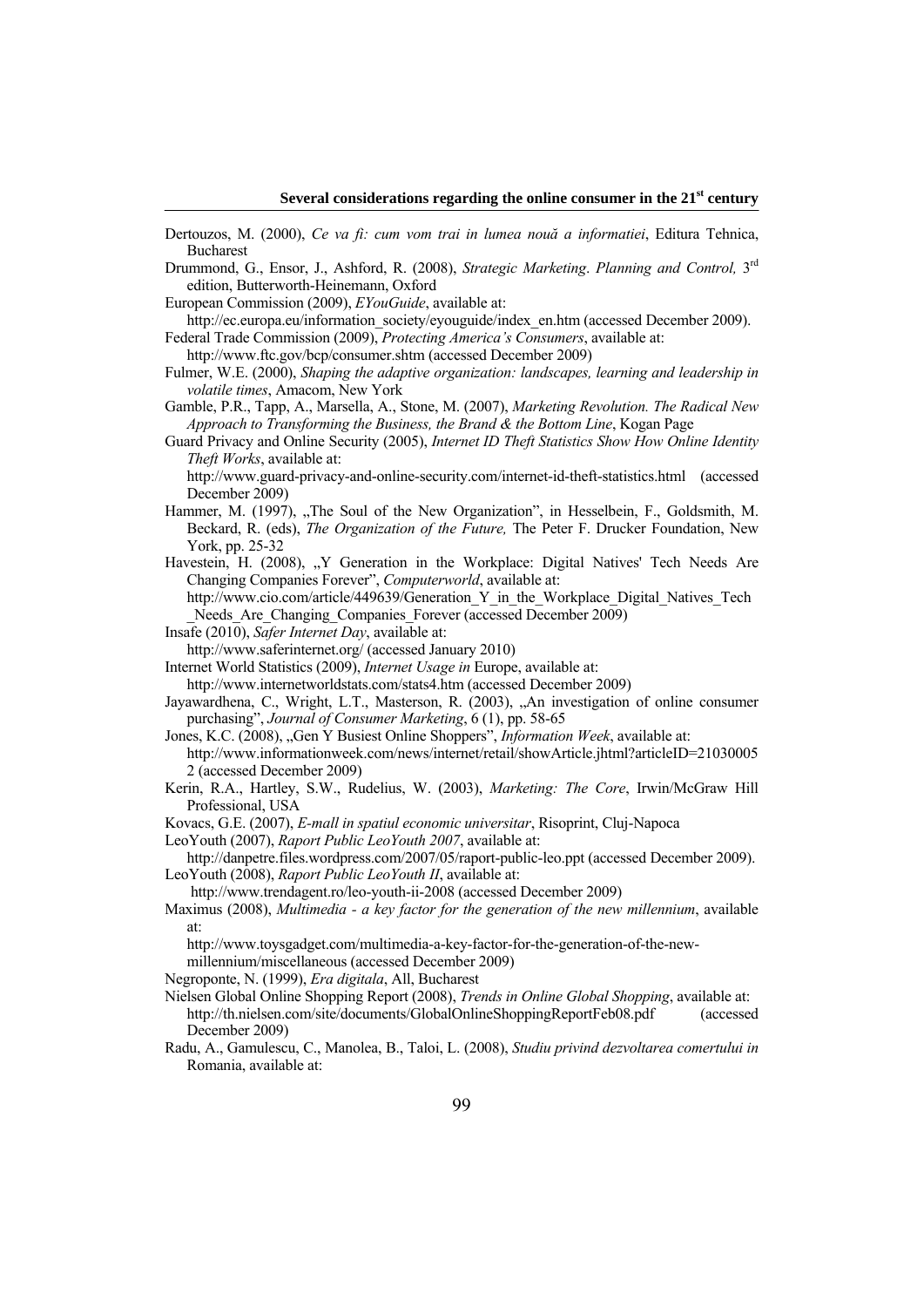Dertouzos, M. (2000), *Ce va fi: cum vom trai in lumea nouă a informatiei*, Editura Tehnica, Bucharest

Drummond, G., Ensor, J., Ashford, R. (2008), *Strategic Marketing*. *Planning and Control,* 3rd edition, Butterworth-Heinemann, Oxford

European Commission (2009), *EYouGuide*, available at: http://ec.europa.eu/information_society/eyouguide/index_en.htm (accessed December 2009).

Federal Trade Commission (2009), *Protecting America's Consumers*, available at: http://www.ftc.gov/bcp/consumer.shtm (accessed December 2009)

Fulmer, W.E. (2000), *Shaping the adaptive organization: landscapes, learning and leadership in volatile times*, Amacom, New York

Gamble, P.R., Tapp, A., Marsella, A., Stone, M. (2007), *Marketing Revolution. The Radical New Approach to Transforming the Business, the Brand & the Bottom Line*, Kogan Page

Guard Privacy and Online Security (2005), *Internet ID Theft Statistics Show How Online Identity Theft Works*, available at: http://www.guard-privacy-and-online-security.com/internet-id-theft-statistics.html (accessed December 2009)

Hammer, M. (1997), „The Soul of the New Organization", in Hesselbein, F., Goldsmith, M. Beckard, R. (eds), *The Organization of the Future,* The Peter F. Drucker Foundation, New York, pp. 25-32

Havestein, H. (2008), „Y Generation in the Workplace: Digital Natives' Tech Needs Are Changing Companies Forever", *Computerworld*, available at: http://www.cio.com/article/449639/Generation_Y_in_the_Workplace_Digital_Natives_Tech_Needs_Are_Changing_Companies_Forever (accessed December 2009)

Insafe (2010), *Safer Internet Day*, available at: http://www.saferinternet.org/ (accessed January 2010)

Internet World Statistics (2009), *Internet Usage in* Europe, available at: http://www.internetworldstats.com/stats4.htm (accessed December 2009)

Jayawardhena, C., Wright, L.T., Masterson, R. (2003), „An investigation of online consumer purchasing", *Journal of Consumer Marketing*, 6 (1), pp. 58-65

Jones, K.C. (2008), „Gen Y Busiest Online Shoppers", *Information Week*, available at: http://www.informationweek.com/news/internet/retail/showArticle.jhtml?articleID=210300052 (accessed December 2009)

Kerin, R.A., Hartley, S.W., Rudelius, W. (2003), *Marketing: The Core*, Irwin/McGraw Hill Professional, USA

Kovacs, G.E. (2007), *E-mall in spatiul economic universitar*, Risoprint, Cluj-Napoca

LeoYouth (2007), *Raport Public LeoYouth 2007*, available at: http://danpetre.files.wordpress.com/2007/05/raport-public-leo.ppt (accessed December 2009).

LeoYouth (2008), *Raport Public LeoYouth II*, available at: http://www.trendagent.ro/leo-youth-ii-2008 (accessed December 2009)

Maximus (2008), *Multimedia - a key factor for the generation of the new millennium*, available at: http://www.toysgadget.com/multimedia-a-key-factor-for-the-generation-of-the-new-millennium/miscellaneous (accessed December 2009)

Negroponte, N. (1999), *Era digitala*, All, Bucharest

Nielsen Global Online Shopping Report (2008), *Trends in Online Global Shopping*, available at: http://th.nielsen.com/site/documents/GlobalOnlineShoppingReportFeb08.pdf (accessed December 2009)

Radu, A., Gamulescu, C., Manolea, B., Taloi, L. (2008), *Studiu privind dezvoltarea comertului in* Romania, available at: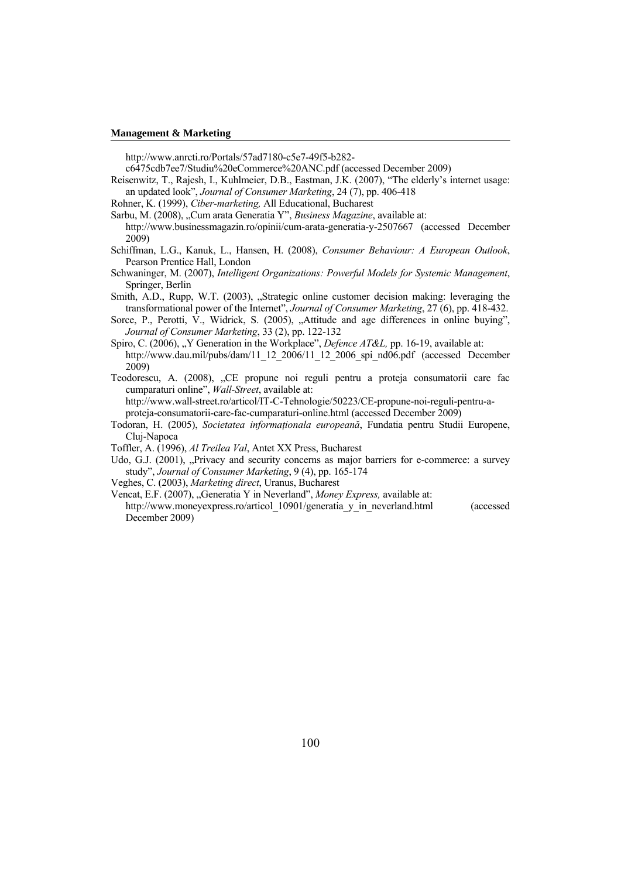http://www.anrcti.ro/Portals/57ad7180-c5e7-49f5-b282-c6475cdb7ee7/Studiu%20eCommerce%20ANC.pdf (accessed December 2009)

Reisenwitz, T., Rajesh, I., Kuhlmeier, D.B., Eastman, J.K. (2007), "The elderly's internet usage: an updated look", *Journal of Consumer Marketing*, 24 (7), pp. 406-418

Rohner, K. (1999), *Ciber-marketing,* All Educational, Bucharest

Sarbu, M. (2008), „Cum arata Generatia Y", *Business Magazine*, available at: http://www.businessmagazin.ro/opinii/cum-arata-generatia-y-2507667 (accessed December 2009)

Schiffman, L.G., Kanuk, L., Hansen, H. (2008), *Consumer Behaviour: A European Outlook*, Pearson Prentice Hall, London

Schwaninger, M. (2007), *Intelligent Organizations: Powerful Models for Systemic Management*, Springer, Berlin

Smith, A.D., Rupp, W.T. (2003), „Strategic online customer decision making: leveraging the transformational power of the Internet", *Journal of Consumer Marketing*, 27 (6), pp. 418-432.

Sorce, P., Perotti, V., Widrick, S. (2005), „Attitude and age differences in online buying", *Journal of Consumer Marketing*, 33 (2), pp. 122-132

Spiro, C. (2006), „Y Generation in the Workplace", *Defence AT&L,* pp. 16-19, available at: http://www.dau.mil/pubs/dam/11_12_2006/11_12_2006_spi_nd06.pdf (accessed December 2009)

Teodorescu, A. (2008), „CE propune noi reguli pentru a proteja consumatorii care fac cumparaturi online", *Wall-Street*, available at: http://www.wall-street.ro/articol/IT-C-Tehnologie/50223/CE-propune-noi-reguli-pentru-a-proteja-consumatorii-care-fac-cumparaturi-online.html (accessed December 2009)

Todoran, H. (2005), *Societatea informațională europeană*, Fundatia pentru Studii Europene, Cluj-Napoca

Toffler, A. (1996), *Al Treilea Val*, Antet XX Press, Bucharest

Udo, G.J. (2001), „Privacy and security concerns as major barriers for e-commerce: a survey study", *Journal of Consumer Marketing*, 9 (4), pp. 165-174

Veghes, C. (2003), *Marketing direct*, Uranus, Bucharest

Vencat, E.F. (2007), „Generatia Y in Neverland", *Money Express,* available at: http://www.moneyexpress.ro/articol_10901/generatia_y_in_neverland.html (accessed December 2009)